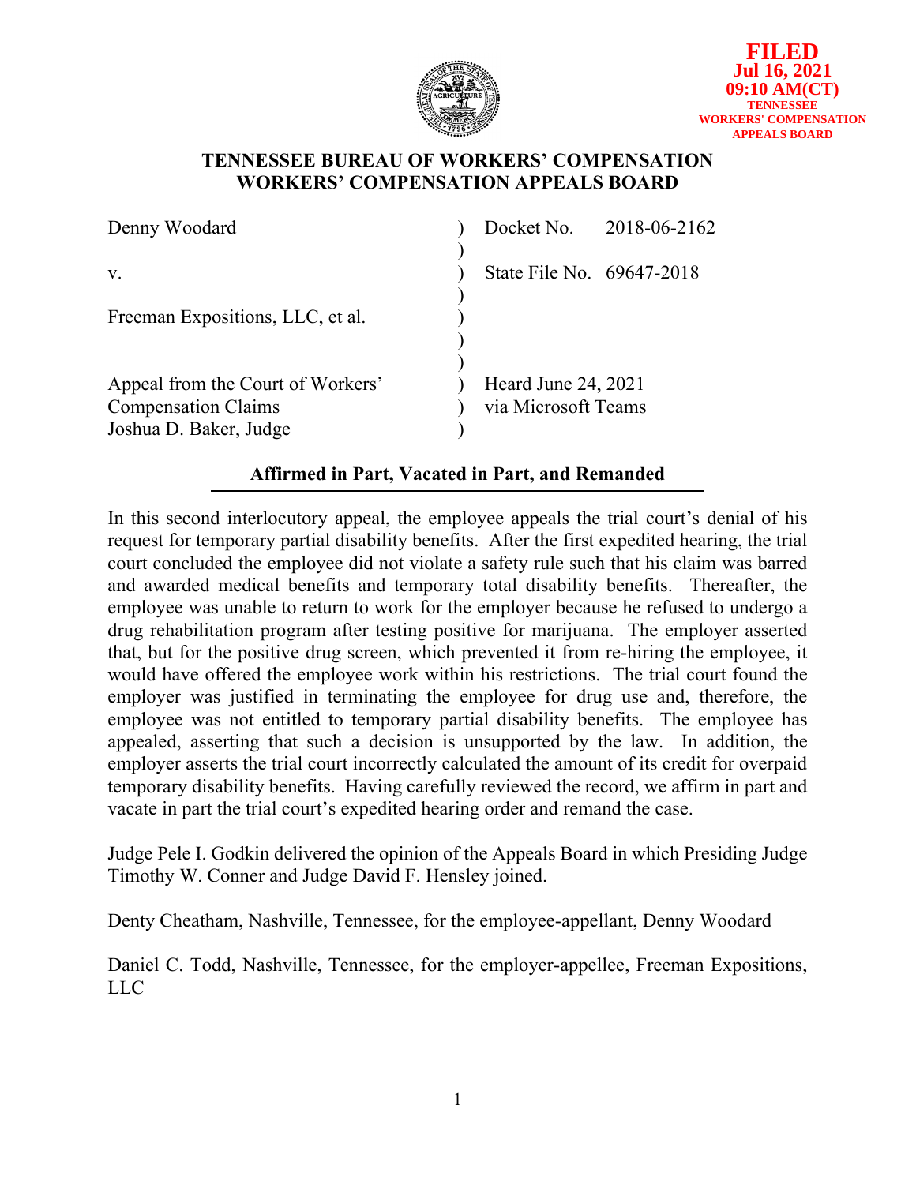FILED
Jul 16, 2021
09:10 AM(CT)
TENNESSEE
WORKERS' COMPENSATION
APPEALS BOARD

# TENNESSEE BUREAU OF WORKERS' COMPENSATION
# WORKERS' COMPENSATION APPEALS BOARD

| | | |
|---|---|---|
| Denny Woodard | ) | Docket No. 2018-06-2162 |
| v. | ) | State File No. 69647-2018 |
| Freeman Expositions, LLC, et al. | ) | |
| Appeal from the Court of Workers' Compensation Claims Joshua D. Baker, Judge | ) | Heard June 24, 2021 via Microsoft Teams |

**Affirmed in Part, Vacated in Part, and Remanded**

In this second interlocutory appeal, the employee appeals the trial court's denial of his request for temporary partial disability benefits. After the first expedited hearing, the trial court concluded the employee did not violate a safety rule such that his claim was barred and awarded medical benefits and temporary total disability benefits. Thereafter, the employee was unable to return to work for the employer because he refused to undergo a drug rehabilitation program after testing positive for marijuana. The employer asserted that, but for the positive drug screen, which prevented it from re-hiring the employee, it would have offered the employee work within his restrictions. The trial court found the employer was justified in terminating the employee for drug use and, therefore, the employee was not entitled to temporary partial disability benefits. The employee has appealed, asserting that such a decision is unsupported by the law. In addition, the employer asserts the trial court incorrectly calculated the amount of its credit for overpaid temporary disability benefits. Having carefully reviewed the record, we affirm in part and vacate in part the trial court's expedited hearing order and remand the case.

Judge Pele I. Godkin delivered the opinion of the Appeals Board in which Presiding Judge Timothy W. Conner and Judge David F. Hensley joined.

Denty Cheatham, Nashville, Tennessee, for the employee-appellant, Denny Woodard

Daniel C. Todd, Nashville, Tennessee, for the employer-appellee, Freeman Expositions, LLC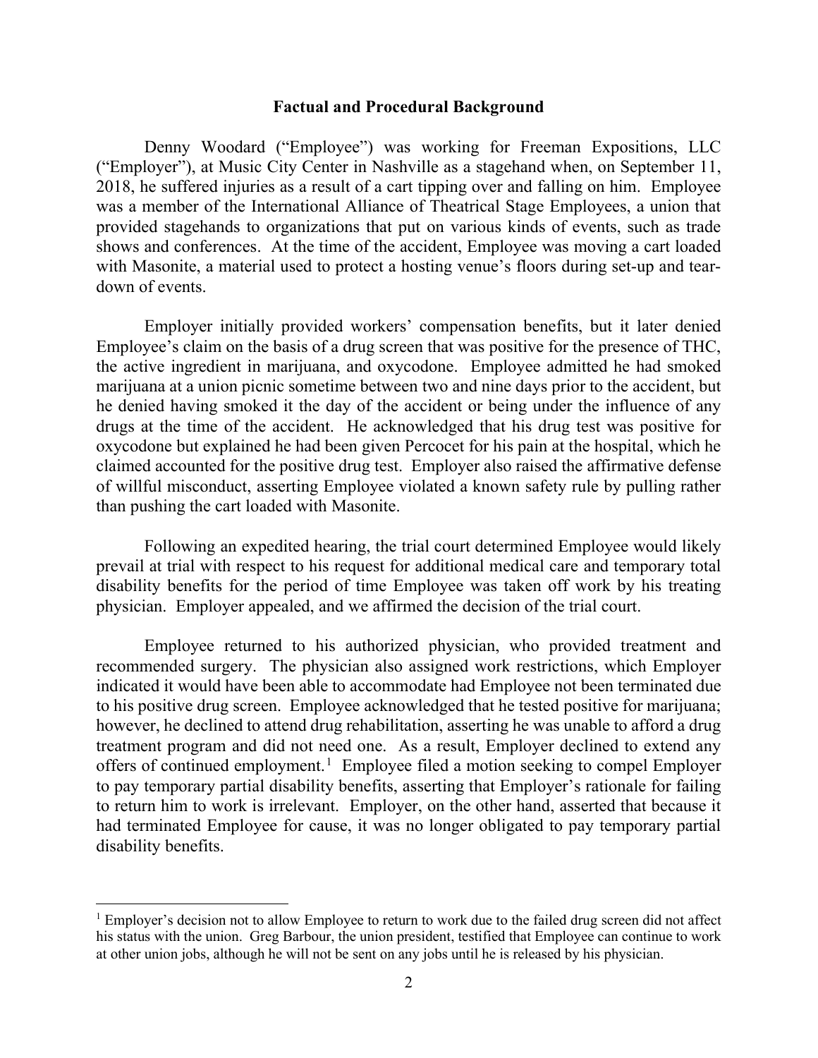## Factual and Procedural Background

Denny Woodard ("Employee") was working for Freeman Expositions, LLC ("Employer"), at Music City Center in Nashville as a stagehand when, on September 11, 2018, he suffered injuries as a result of a cart tipping over and falling on him. Employee was a member of the International Alliance of Theatrical Stage Employees, a union that provided stagehands to organizations that put on various kinds of events, such as trade shows and conferences. At the time of the accident, Employee was moving a cart loaded with Masonite, a material used to protect a hosting venue's floors during set-up and tear-down of events.

Employer initially provided workers' compensation benefits, but it later denied Employee's claim on the basis of a drug screen that was positive for the presence of THC, the active ingredient in marijuana, and oxycodone. Employee admitted he had smoked marijuana at a union picnic sometime between two and nine days prior to the accident, but he denied having smoked it the day of the accident or being under the influence of any drugs at the time of the accident. He acknowledged that his drug test was positive for oxycodone but explained he had been given Percocet for his pain at the hospital, which he claimed accounted for the positive drug test. Employer also raised the affirmative defense of willful misconduct, asserting Employee violated a known safety rule by pulling rather than pushing the cart loaded with Masonite.

Following an expedited hearing, the trial court determined Employee would likely prevail at trial with respect to his request for additional medical care and temporary total disability benefits for the period of time Employee was taken off work by his treating physician. Employer appealed, and we affirmed the decision of the trial court.

Employee returned to his authorized physician, who provided treatment and recommended surgery. The physician also assigned work restrictions, which Employer indicated it would have been able to accommodate had Employee not been terminated due to his positive drug screen. Employee acknowledged that he tested positive for marijuana; however, he declined to attend drug rehabilitation, asserting he was unable to afford a drug treatment program and did not need one. As a result, Employer declined to extend any offers of continued employment.[1] Employee filed a motion seeking to compel Employer to pay temporary partial disability benefits, asserting that Employer's rationale for failing to return him to work is irrelevant. Employer, on the other hand, asserted that because it had terminated Employee for cause, it was no longer obligated to pay temporary partial disability benefits.

[1] Employer's decision not to allow Employee to return to work due to the failed drug screen did not affect his status with the union. Greg Barbour, the union president, testified that Employee can continue to work at other union jobs, although he will not be sent on any jobs until he is released by his physician.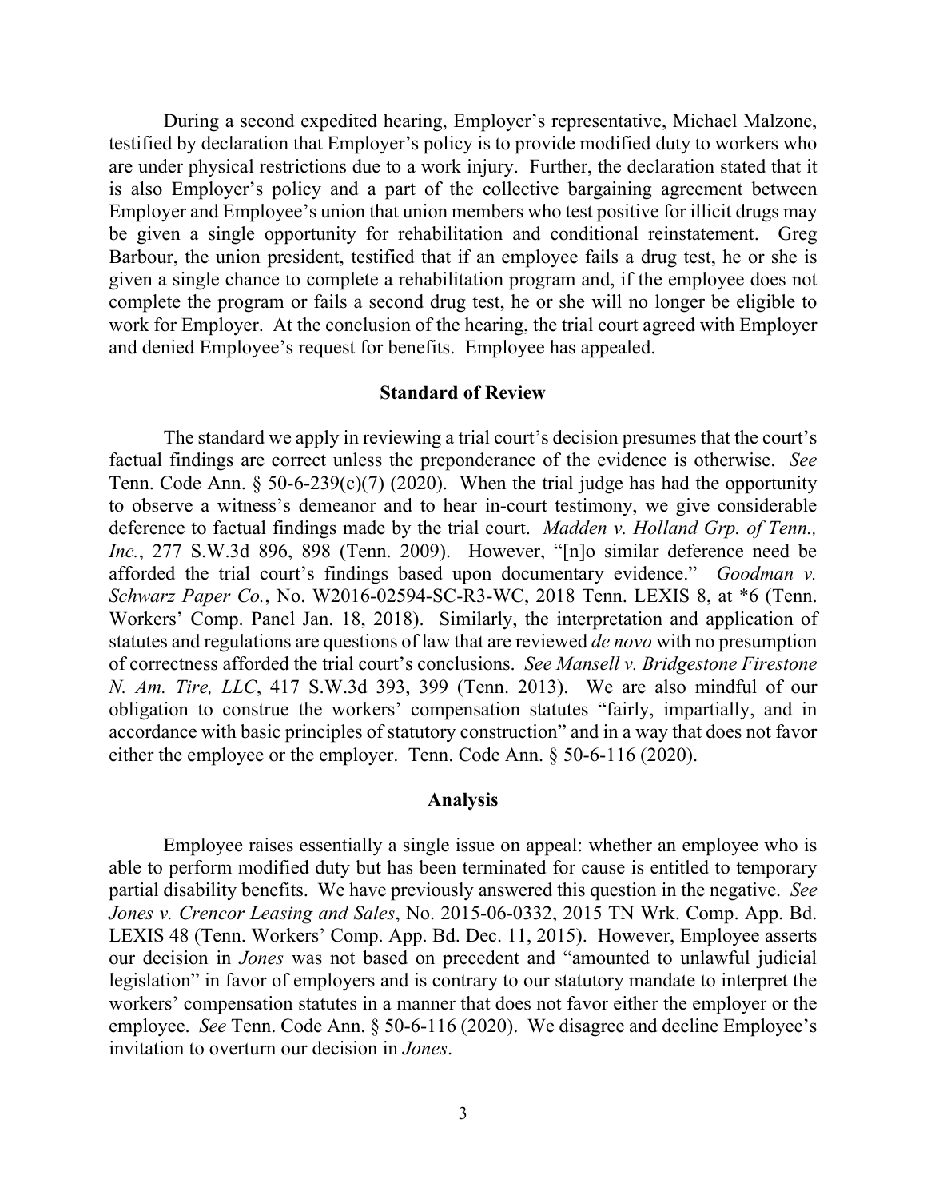During a second expedited hearing, Employer's representative, Michael Malzone, testified by declaration that Employer's policy is to provide modified duty to workers who are under physical restrictions due to a work injury. Further, the declaration stated that it is also Employer's policy and a part of the collective bargaining agreement between Employer and Employee's union that union members who test positive for illicit drugs may be given a single opportunity for rehabilitation and conditional reinstatement. Greg Barbour, the union president, testified that if an employee fails a drug test, he or she is given a single chance to complete a rehabilitation program and, if the employee does not complete the program or fails a second drug test, he or she will no longer be eligible to work for Employer. At the conclusion of the hearing, the trial court agreed with Employer and denied Employee's request for benefits. Employee has appealed.

## Standard of Review

The standard we apply in reviewing a trial court's decision presumes that the court's factual findings are correct unless the preponderance of the evidence is otherwise. *See* Tenn. Code Ann. § 50-6-239(c)(7) (2020). When the trial judge has had the opportunity to observe a witness's demeanor and to hear in-court testimony, we give considerable deference to factual findings made by the trial court. *Madden v. Holland Grp. of Tenn., Inc.*, 277 S.W.3d 896, 898 (Tenn. 2009). However, "[n]o similar deference need be afforded the trial court's findings based upon documentary evidence." *Goodman v. Schwarz Paper Co.*, No. W2016-02594-SC-R3-WC, 2018 Tenn. LEXIS 8, at *6 (Tenn. Workers' Comp. Panel Jan. 18, 2018). Similarly, the interpretation and application of statutes and regulations are questions of law that are reviewed *de novo* with no presumption of correctness afforded the trial court's conclusions. *See Mansell v. Bridgestone Firestone N. Am. Tire, LLC*, 417 S.W.3d 393, 399 (Tenn. 2013). We are also mindful of our obligation to construe the workers' compensation statutes "fairly, impartially, and in accordance with basic principles of statutory construction" and in a way that does not favor either the employee or the employer. Tenn. Code Ann. § 50-6-116 (2020).

## Analysis

Employee raises essentially a single issue on appeal: whether an employee who is able to perform modified duty but has been terminated for cause is entitled to temporary partial disability benefits. We have previously answered this question in the negative. *See Jones v. Crencor Leasing and Sales*, No. 2015-06-0332, 2015 TN Wrk. Comp. App. Bd. LEXIS 48 (Tenn. Workers' Comp. App. Bd. Dec. 11, 2015). However, Employee asserts our decision in *Jones* was not based on precedent and "amounted to unlawful judicial legislation" in favor of employers and is contrary to our statutory mandate to interpret the workers' compensation statutes in a manner that does not favor either the employer or the employee. *See* Tenn. Code Ann. § 50-6-116 (2020). We disagree and decline Employee's invitation to overturn our decision in *Jones*.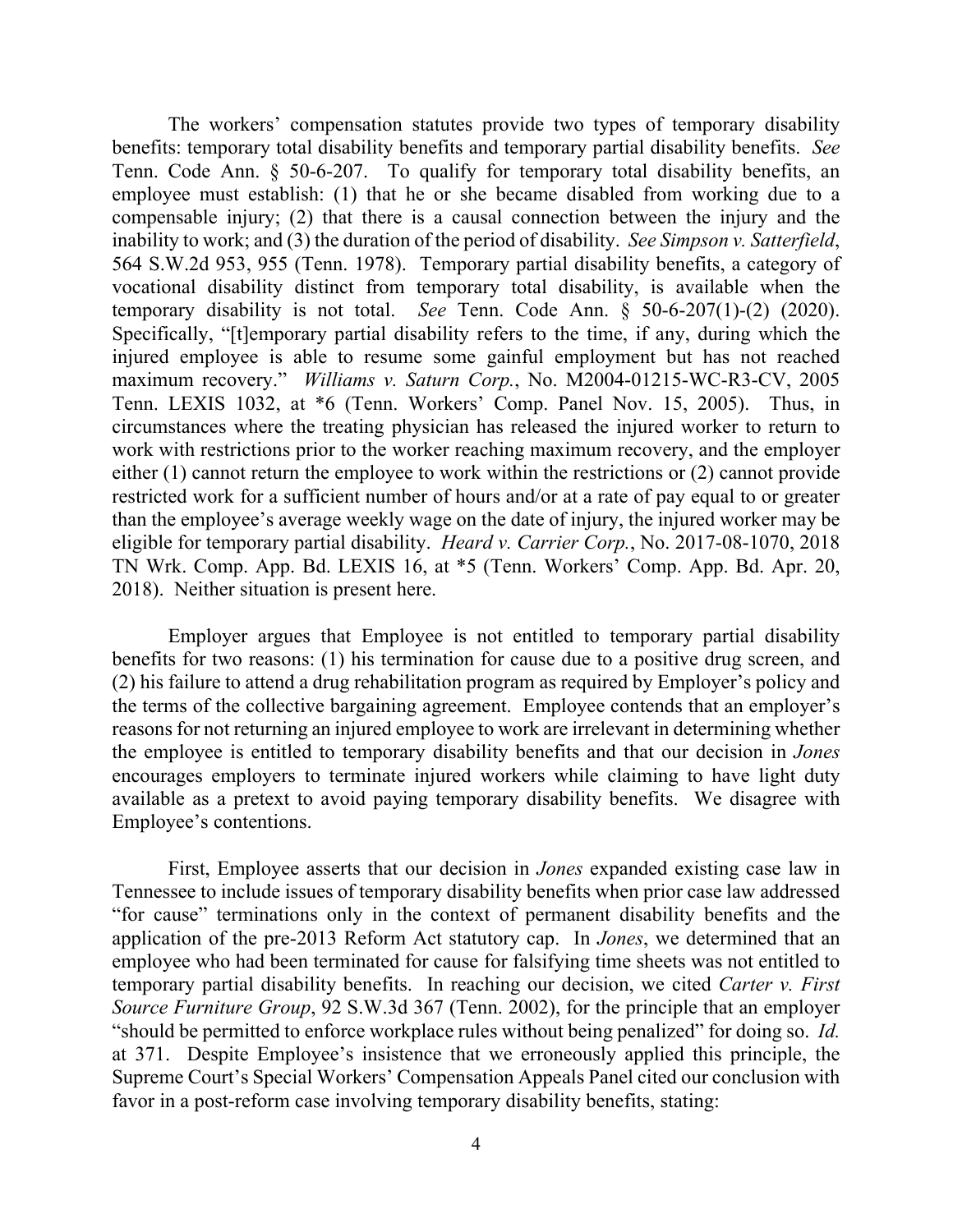The workers' compensation statutes provide two types of temporary disability benefits: temporary total disability benefits and temporary partial disability benefits. *See* Tenn. Code Ann. § 50-6-207. To qualify for temporary total disability benefits, an employee must establish: (1) that he or she became disabled from working due to a compensable injury; (2) that there is a causal connection between the injury and the inability to work; and (3) the duration of the period of disability. *See Simpson v. Satterfield*, 564 S.W.2d 953, 955 (Tenn. 1978). Temporary partial disability benefits, a category of vocational disability distinct from temporary total disability, is available when the temporary disability is not total. *See* Tenn. Code Ann. § 50-6-207(1)-(2) (2020). Specifically, "[t]emporary partial disability refers to the time, if any, during which the injured employee is able to resume some gainful employment but has not reached maximum recovery." *Williams v. Saturn Corp.*, No. M2004-01215-WC-R3-CV, 2005 Tenn. LEXIS 1032, at *6 (Tenn. Workers' Comp. Panel Nov. 15, 2005). Thus, in circumstances where the treating physician has released the injured worker to return to work with restrictions prior to the worker reaching maximum recovery, and the employer either (1) cannot return the employee to work within the restrictions or (2) cannot provide restricted work for a sufficient number of hours and/or at a rate of pay equal to or greater than the employee's average weekly wage on the date of injury, the injured worker may be eligible for temporary partial disability. *Heard v. Carrier Corp.*, No. 2017-08-1070, 2018 TN Wrk. Comp. App. Bd. LEXIS 16, at *5 (Tenn. Workers' Comp. App. Bd. Apr. 20, 2018). Neither situation is present here.

Employer argues that Employee is not entitled to temporary partial disability benefits for two reasons: (1) his termination for cause due to a positive drug screen, and (2) his failure to attend a drug rehabilitation program as required by Employer's policy and the terms of the collective bargaining agreement. Employee contends that an employer's reasons for not returning an injured employee to work are irrelevant in determining whether the employee is entitled to temporary disability benefits and that our decision in *Jones* encourages employers to terminate injured workers while claiming to have light duty available as a pretext to avoid paying temporary disability benefits. We disagree with Employee's contentions.

First, Employee asserts that our decision in *Jones* expanded existing case law in Tennessee to include issues of temporary disability benefits when prior case law addressed "for cause" terminations only in the context of permanent disability benefits and the application of the pre-2013 Reform Act statutory cap. In *Jones*, we determined that an employee who had been terminated for cause for falsifying time sheets was not entitled to temporary partial disability benefits. In reaching our decision, we cited *Carter v. First Source Furniture Group*, 92 S.W.3d 367 (Tenn. 2002), for the principle that an employer "should be permitted to enforce workplace rules without being penalized" for doing so. *Id.* at 371. Despite Employee's insistence that we erroneously applied this principle, the Supreme Court's Special Workers' Compensation Appeals Panel cited our conclusion with favor in a post-reform case involving temporary disability benefits, stating: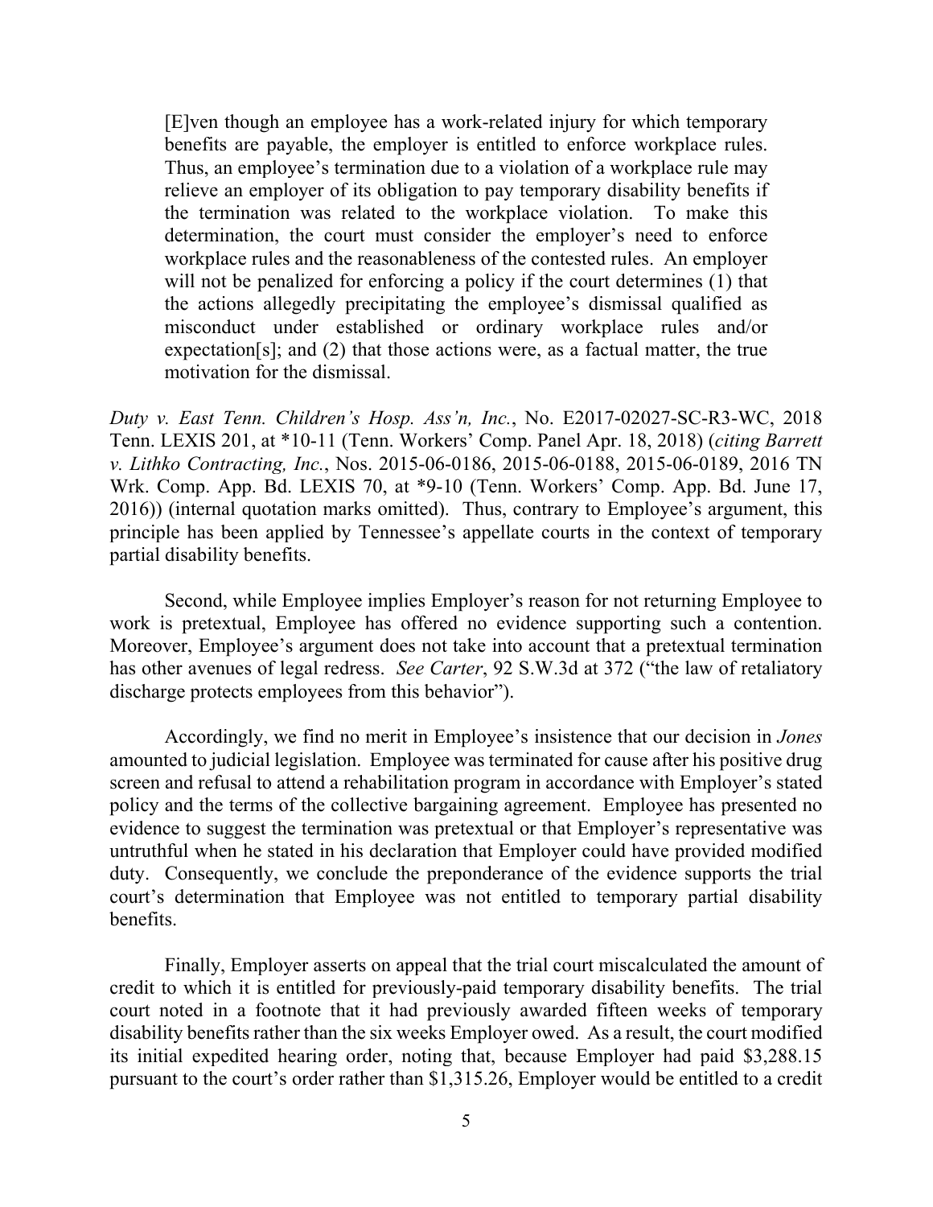> [E]ven though an employee has a work-related injury for which temporary benefits are payable, the employer is entitled to enforce workplace rules. Thus, an employee's termination due to a violation of a workplace rule may relieve an employer of its obligation to pay temporary disability benefits if the termination was related to the workplace violation. To make this determination, the court must consider the employer's need to enforce workplace rules and the reasonableness of the contested rules. An employer will not be penalized for enforcing a policy if the court determines (1) that the actions allegedly precipitating the employee's dismissal qualified as misconduct under established or ordinary workplace rules and/or expectation[s]; and (2) that those actions were, as a factual matter, the true motivation for the dismissal.

*Duty v. East Tenn. Children's Hosp. Ass'n, Inc.*, No. E2017-02027-SC-R3-WC, 2018 Tenn. LEXIS 201, at *10-11 (Tenn. Workers' Comp. Panel Apr. 18, 2018) (*citing Barrett v. Lithko Contracting, Inc.*, Nos. 2015-06-0186, 2015-06-0188, 2015-06-0189, 2016 TN Wrk. Comp. App. Bd. LEXIS 70, at *9-10 (Tenn. Workers' Comp. App. Bd. June 17, 2016)) (internal quotation marks omitted). Thus, contrary to Employee's argument, this principle has been applied by Tennessee's appellate courts in the context of temporary partial disability benefits.

Second, while Employee implies Employer's reason for not returning Employee to work is pretextual, Employee has offered no evidence supporting such a contention. Moreover, Employee's argument does not take into account that a pretextual termination has other avenues of legal redress. *See Carter*, 92 S.W.3d at 372 ("the law of retaliatory discharge protects employees from this behavior").

Accordingly, we find no merit in Employee's insistence that our decision in *Jones* amounted to judicial legislation. Employee was terminated for cause after his positive drug screen and refusal to attend a rehabilitation program in accordance with Employer's stated policy and the terms of the collective bargaining agreement. Employee has presented no evidence to suggest the termination was pretextual or that Employer's representative was untruthful when he stated in his declaration that Employer could have provided modified duty. Consequently, we conclude the preponderance of the evidence supports the trial court's determination that Employee was not entitled to temporary partial disability benefits.

Finally, Employer asserts on appeal that the trial court miscalculated the amount of credit to which it is entitled for previously-paid temporary disability benefits. The trial court noted in a footnote that it had previously awarded fifteen weeks of temporary disability benefits rather than the six weeks Employer owed. As a result, the court modified its initial expedited hearing order, noting that, because Employer had paid $3,288.15 pursuant to the court's order rather than $1,315.26, Employer would be entitled to a credit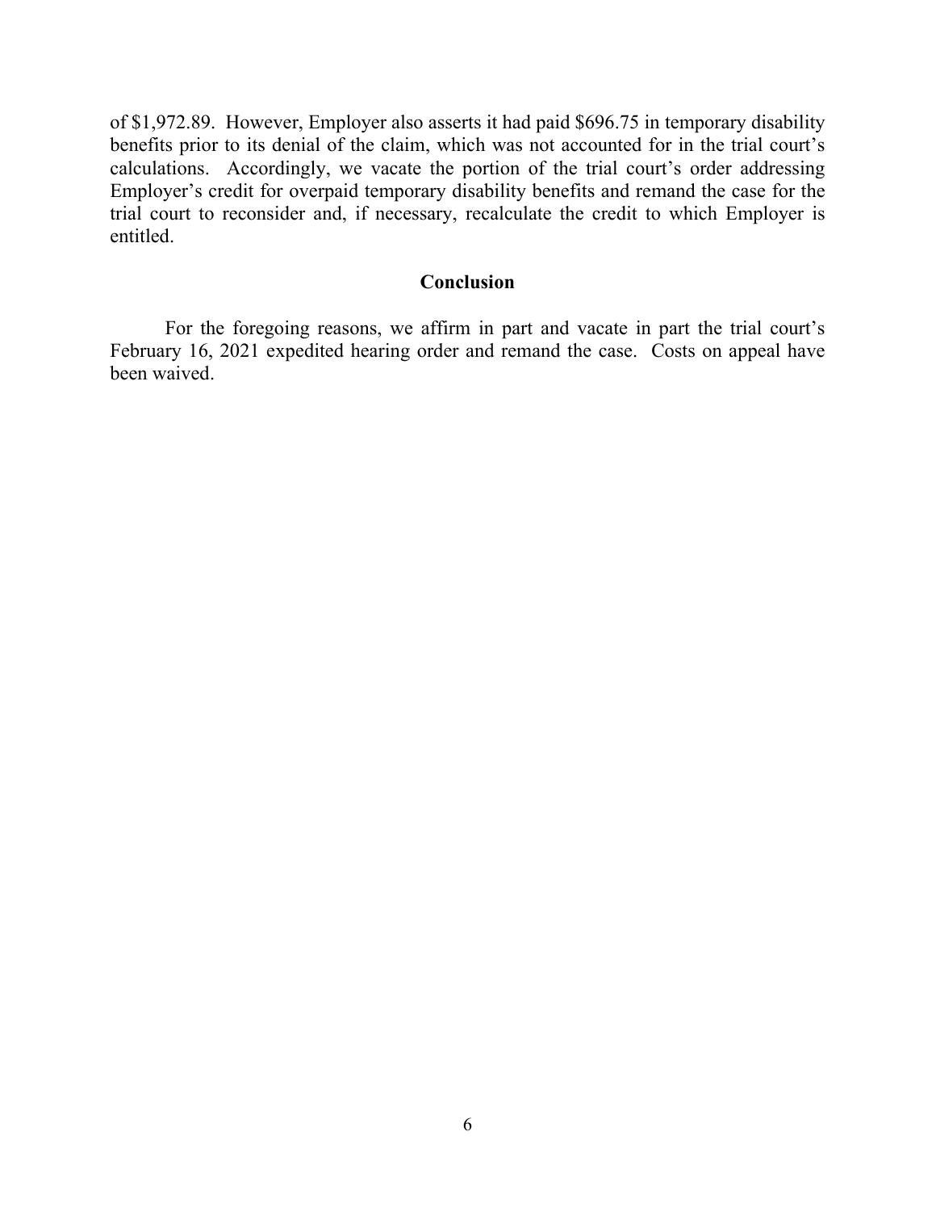of $1,972.89. However, Employer also asserts it had paid $696.75 in temporary disability benefits prior to its denial of the claim, which was not accounted for in the trial court's calculations. Accordingly, we vacate the portion of the trial court's order addressing Employer's credit for overpaid temporary disability benefits and remand the case for the trial court to reconsider and, if necessary, recalculate the credit to which Employer is entitled.

## Conclusion

For the foregoing reasons, we affirm in part and vacate in part the trial court's February 16, 2021 expedited hearing order and remand the case. Costs on appeal have been waived.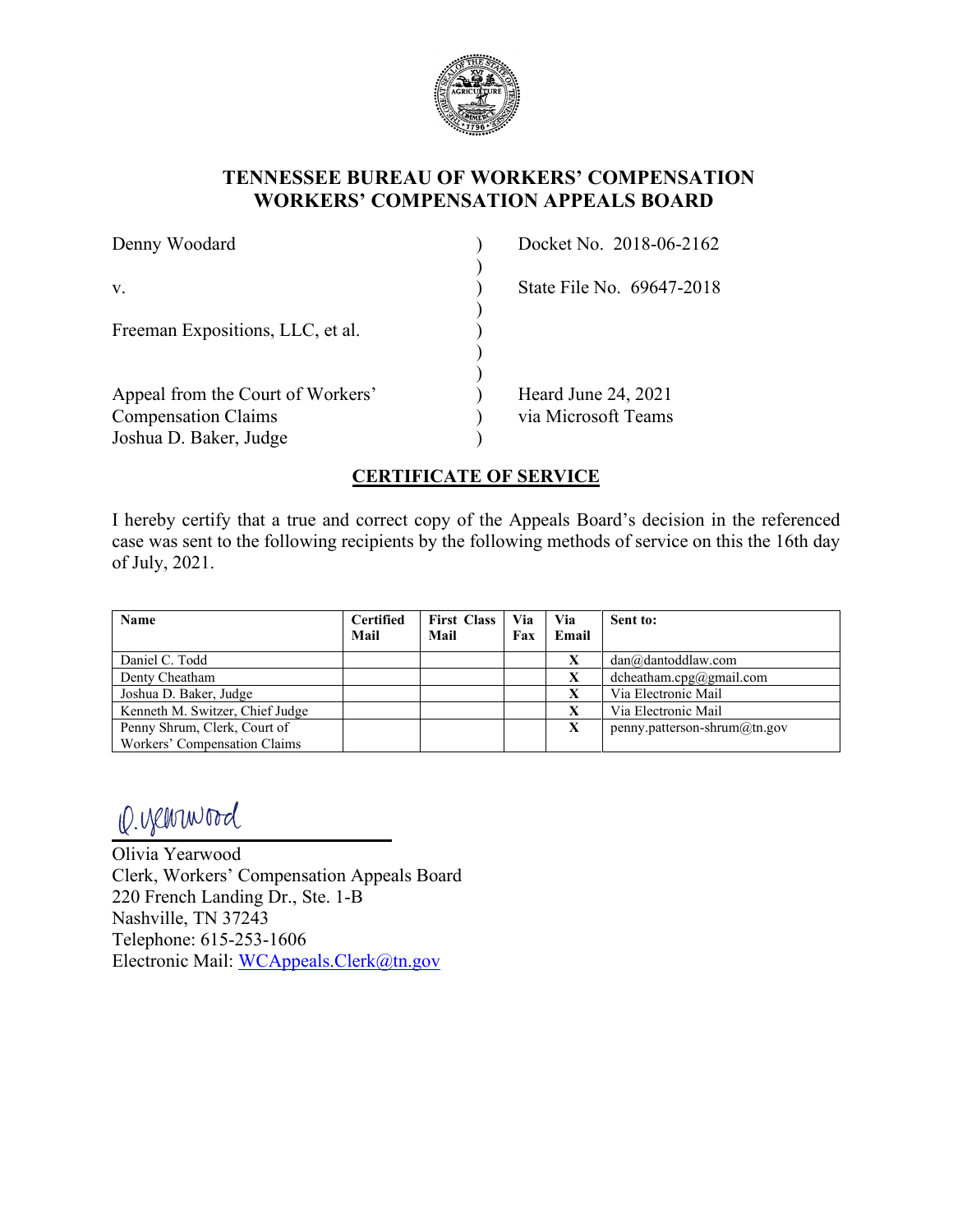# TENNESSEE BUREAU OF WORKERS' COMPENSATION
# WORKERS' COMPENSATION APPEALS BOARD

| | | |
|---|---|---|
| Denny Woodard | ) | Docket No. 2018-06-2162 |
| | ) | |
| v. | ) | State File No. 69647-2018 |
| | ) | |
| Freeman Expositions, LLC, et al. | ) | |
| | ) | |
| | ) | |
| Appeal from the Court of Workers' Compensation Claims | ) | Heard June 24, 2021 via Microsoft Teams |
| Joshua D. Baker, Judge | ) | |

## CERTIFICATE OF SERVICE

I hereby certify that a true and correct copy of the Appeals Board's decision in the referenced case was sent to the following recipients by the following methods of service on this the 16th day of July, 2021.

| Name | Certified Mail | First Class Mail | Via Fax | Via Email | Sent to: |
|---|---|---|---|---|---|
| Daniel C. Todd | | | | X | dan@dantoddlaw.com |
| Denty Cheatham | | | | X | dcheatham.cpg@gmail.com |
| Joshua D. Baker, Judge | | | | X | Via Electronic Mail |
| Kenneth M. Switzer, Chief Judge | | | | X | Via Electronic Mail |
| Penny Shrum, Clerk, Court of Workers' Compensation Claims | | | | X | penny.patterson-shrum@tn.gov |

O. Yearwood

Olivia Yearwood
Clerk, Workers' Compensation Appeals Board
220 French Landing Dr., Ste. 1-B
Nashville, TN 37243
Telephone: 615-253-1606
Electronic Mail: WCAppeals.Clerk@tn.gov